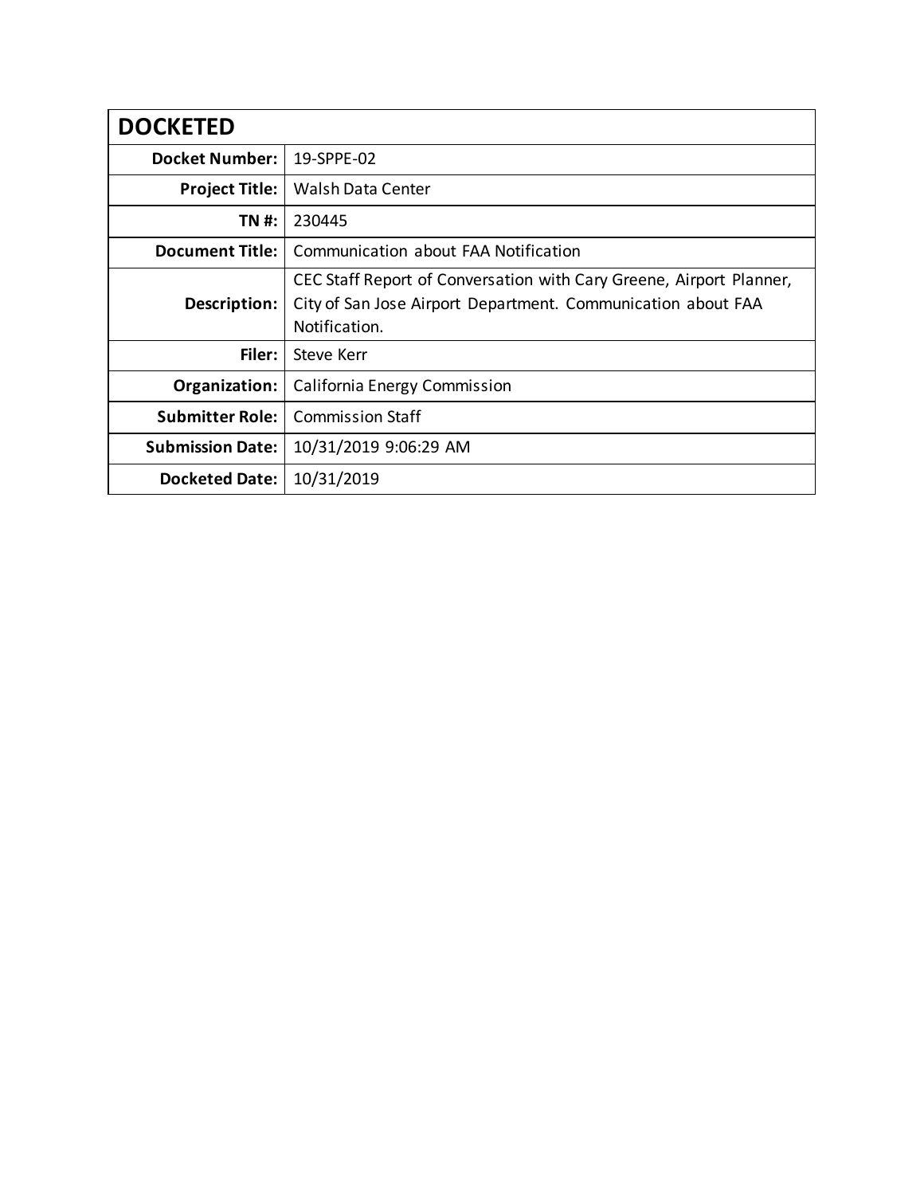| DOCKETED | |
|---|---|
| **Docket Number:** | 19-SPPE-02 |
| **Project Title:** | Walsh Data Center |
| **TN #:** | 230445 |
| **Document Title:** | Communication about FAA Notification |
| **Description:** | CEC Staff Report of Conversation with Cary Greene, Airport Planner, City of San Jose Airport Department. Communication about FAA Notification. |
| **Filer:** | Steve Kerr |
| **Organization:** | California Energy Commission |
| **Submitter Role:** | Commission Staff |
| **Submission Date:** | 10/31/2019 9:06:29 AM |
| **Docketed Date:** | 10/31/2019 |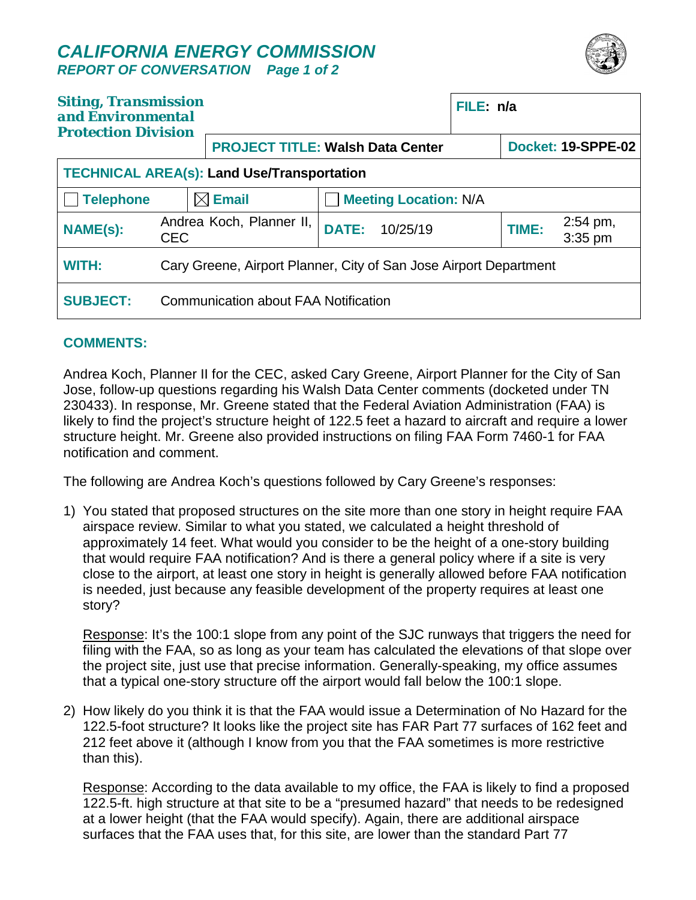# CALIFORNIA ENERGY COMMISSION

***REPORT OF CONVERSATION***

| **Siting, Transmission and Environmental Protection Division** | | | **FILE:** n/a |
|---|---|---|---|
| | **PROJECT TITLE:** Walsh Data Center | | **Docket:** 19-SPPE-02 |
| **TECHNICAL AREA(s):** Land Use/Transportation | | | |
| ☐ Telephone | ☒ Email | ☐ Meeting Location: N/A | |
| **NAME(s):** Andrea Koch, Planner II, CEC | **DATE:** 10/25/19 | | **TIME:** 2:54 pm, 3:35 pm |
| **WITH:** Cary Greene, Airport Planner, City of San Jose Airport Department | | | |
| **SUBJECT:** Communication about FAA Notification | | | |

## COMMENTS:

Andrea Koch, Planner II for the CEC, asked Cary Greene, Airport Planner for the City of San Jose, follow-up questions regarding his Walsh Data Center comments (docketed under TN 230433). In response, Mr. Greene stated that the Federal Aviation Administration (FAA) is likely to find the project's structure height of 122.5 feet a hazard to aircraft and require a lower structure height. Mr. Greene also provided instructions on filing FAA Form 7460-1 for FAA notification and comment.

The following are Andrea Koch's questions followed by Cary Greene's responses:

1) You stated that proposed structures on the site more than one story in height require FAA airspace review. Similar to what you stated, we calculated a height threshold of approximately 14 feet. What would you consider to be the height of a one-story building that would require FAA notification? And is there a general policy where if a site is very close to the airport, at least one story in height is generally allowed before FAA notification is needed, just because any feasible development of the property requires at least one story?

   Response: It's the 100:1 slope from any point of the SJC runways that triggers the need for filing with the FAA, so as long as your team has calculated the elevations of that slope over the project site, just use that precise information. Generally-speaking, my office assumes that a typical one-story structure off the airport would fall below the 100:1 slope.

2) How likely do you think it is that the FAA would issue a Determination of No Hazard for the 122.5-foot structure? It looks like the project site has FAR Part 77 surfaces of 162 feet and 212 feet above it (although I know from you that the FAA sometimes is more restrictive than this).

   Response: According to the data available to my office, the FAA is likely to find a proposed 122.5-ft. high structure at that site to be a "presumed hazard" that needs to be redesigned at a lower height (that the FAA would specify). Again, there are additional airspace surfaces that the FAA uses that, for this site, are lower than the standard Part 77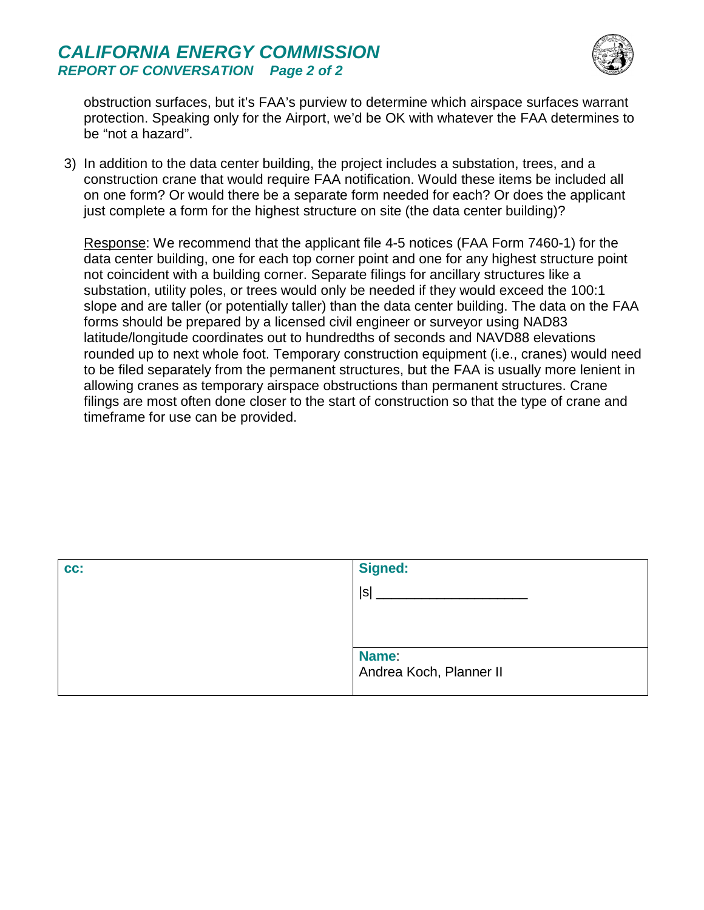obstruction surfaces, but it's FAA's purview to determine which airspace surfaces warrant protection. Speaking only for the Airport, we'd be OK with whatever the FAA determines to be "not a hazard".

3) In addition to the data center building, the project includes a substation, trees, and a construction crane that would require FAA notification. Would these items be included all on one form? Or would there be a separate form needed for each? Or does the applicant just complete a form for the highest structure on site (the data center building)?

   Response: We recommend that the applicant file 4-5 notices (FAA Form 7460-1) for the data center building, one for each top corner point and one for any highest structure point not coincident with a building corner. Separate filings for ancillary structures like a substation, utility poles, or trees would only be needed if they would exceed the 100:1 slope and are taller (or potentially taller) than the data center building. The data on the FAA forms should be prepared by a licensed civil engineer or surveyor using NAD83 latitude/longitude coordinates out to hundredths of seconds and NAVD88 elevations rounded up to next whole foot. Temporary construction equipment (i.e., cranes) would need to be filed separately from the permanent structures, but the FAA is usually more lenient in allowing cranes as temporary airspace obstructions than permanent structures. Crane filings are most often done closer to the start of construction so that the type of crane and timeframe for use can be provided.

| | |
|---|---|
| **cc:** | **Signed:**<br>\|s\| ____________________ |
| | **Name**:<br>Andrea Koch, Planner II |